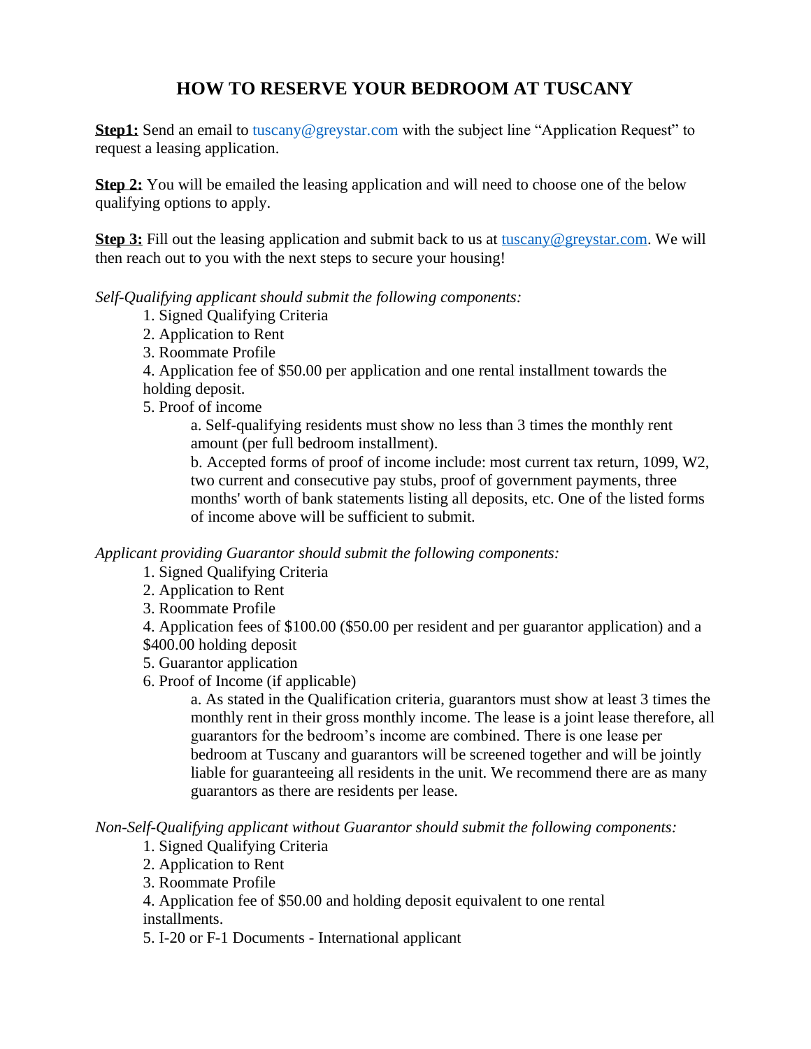# HOW TO RESERVE YOUR BEDROOM AT TUSCANY

**Step1:** Send an email to tuscany@greystar.com with the subject line "Application Request" to request a leasing application.

**Step 2:** You will be emailed the leasing application and will need to choose one of the below qualifying options to apply.

**Step 3:** Fill out the leasing application and submit back to us at tuscany@greystar.com. We will then reach out to you with the next steps to secure your housing!

*Self-Qualifying applicant should submit the following components:*

1. Signed Qualifying Criteria
2. Application to Rent
3. Roommate Profile
4. Application fee of $50.00 per application and one rental installment towards the holding deposit.
5. Proof of income
   a. Self-qualifying residents must show no less than 3 times the monthly rent amount (per full bedroom installment).
   b. Accepted forms of proof of income include: most current tax return, 1099, W2, two current and consecutive pay stubs, proof of government payments, three months' worth of bank statements listing all deposits, etc. One of the listed forms of income above will be sufficient to submit.

*Applicant providing Guarantor should submit the following components:*

1. Signed Qualifying Criteria
2. Application to Rent
3. Roommate Profile
4. Application fees of $100.00 ($50.00 per resident and per guarantor application) and a $400.00 holding deposit
5. Guarantor application
6. Proof of Income (if applicable)
   a. As stated in the Qualification criteria, guarantors must show at least 3 times the monthly rent in their gross monthly income. The lease is a joint lease therefore, all guarantors for the bedroom's income are combined. There is one lease per bedroom at Tuscany and guarantors will be screened together and will be jointly liable for guaranteeing all residents in the unit. We recommend there are as many guarantors as there are residents per lease.

*Non-Self-Qualifying applicant without Guarantor should submit the following components:*

1. Signed Qualifying Criteria
2. Application to Rent
3. Roommate Profile
4. Application fee of $50.00 and holding deposit equivalent to one rental installments.
5. I-20 or F-1 Documents - International applicant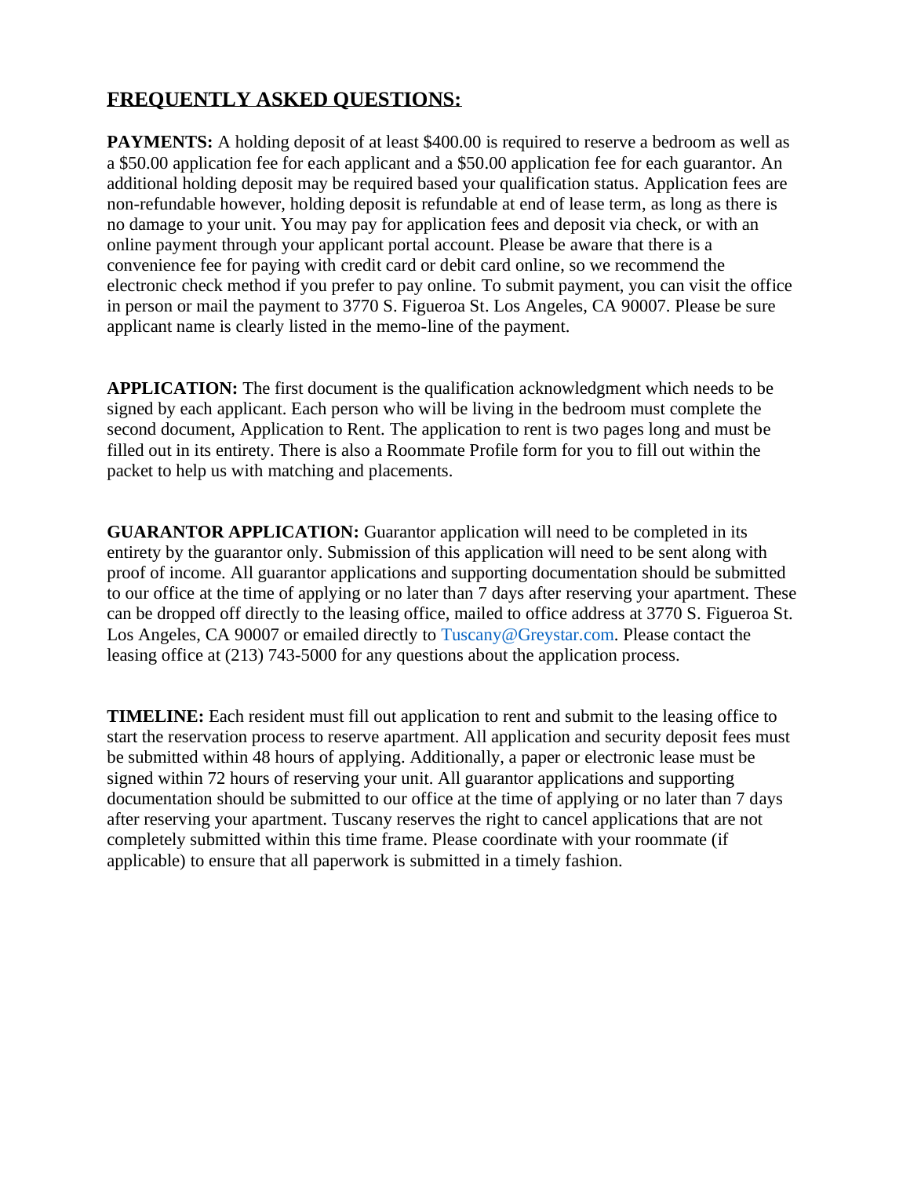## FREQUENTLY ASKED QUESTIONS:

**PAYMENTS:** A holding deposit of at least $400.00 is required to reserve a bedroom as well as a $50.00 application fee for each applicant and a $50.00 application fee for each guarantor. An additional holding deposit may be required based your qualification status. Application fees are non-refundable however, holding deposit is refundable at end of lease term, as long as there is no damage to your unit. You may pay for application fees and deposit via check, or with an online payment through your applicant portal account. Please be aware that there is a convenience fee for paying with credit card or debit card online, so we recommend the electronic check method if you prefer to pay online. To submit payment, you can visit the office in person or mail the payment to 3770 S. Figueroa St. Los Angeles, CA 90007. Please be sure applicant name is clearly listed in the memo-line of the payment.

**APPLICATION:** The first document is the qualification acknowledgment which needs to be signed by each applicant. Each person who will be living in the bedroom must complete the second document, Application to Rent. The application to rent is two pages long and must be filled out in its entirety. There is also a Roommate Profile form for you to fill out within the packet to help us with matching and placements.

**GUARANTOR APPLICATION:** Guarantor application will need to be completed in its entirety by the guarantor only. Submission of this application will need to be sent along with proof of income. All guarantor applications and supporting documentation should be submitted to our office at the time of applying or no later than 7 days after reserving your apartment. These can be dropped off directly to the leasing office, mailed to office address at 3770 S. Figueroa St. Los Angeles, CA 90007 or emailed directly to Tuscany@Greystar.com. Please contact the leasing office at (213) 743-5000 for any questions about the application process.

**TIMELINE:** Each resident must fill out application to rent and submit to the leasing office to start the reservation process to reserve apartment. All application and security deposit fees must be submitted within 48 hours of applying. Additionally, a paper or electronic lease must be signed within 72 hours of reserving your unit. All guarantor applications and supporting documentation should be submitted to our office at the time of applying or no later than 7 days after reserving your apartment. Tuscany reserves the right to cancel applications that are not completely submitted within this time frame. Please coordinate with your roommate (if applicable) to ensure that all paperwork is submitted in a timely fashion.